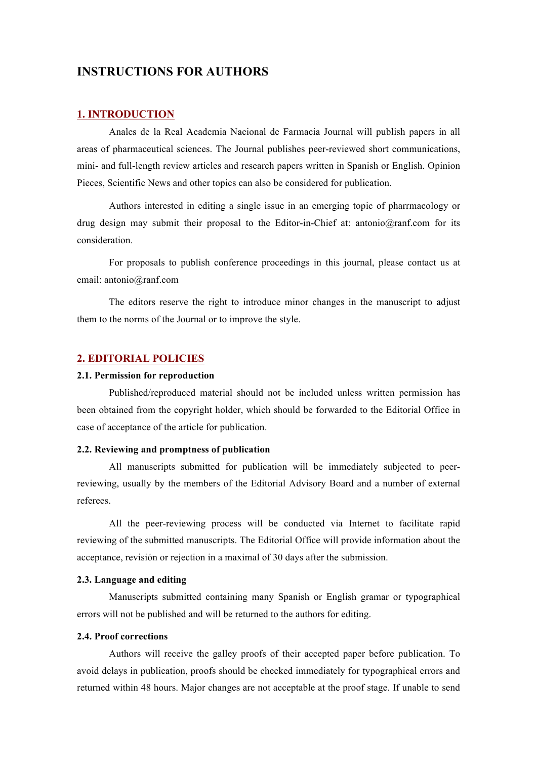# INSTRUCTIONS FOR AUTHORS

## 1. INTRODUCTION

Anales de la Real Academia Nacional de Farmacia Journal will publish papers in all areas of pharmaceutical sciences. The Journal publishes peer-reviewed short communications, mini- and full-length review articles and research papers written in Spanish or English. Opinion Pieces, Scientific News and other topics can also be considered for publication.

Authors interested in editing a single issue in an emerging topic of pharrmacology or drug design may submit their proposal to the Editor-in-Chief at: antonio@ranf.com for its consideration.

For proposals to publish conference proceedings in this journal, please contact us at email: antonio@ranf.com

The editors reserve the right to introduce minor changes in the manuscript to adjust them to the norms of the Journal or to improve the style.

## 2. EDITORIAL POLICIES

### 2.1. Permission for reproduction

Published/reproduced material should not be included unless written permission has been obtained from the copyright holder, which should be forwarded to the Editorial Office in case of acceptance of the article for publication.

### 2.2. Reviewing and promptness of publication

All manuscripts submitted for publication will be immediately subjected to peer-reviewing, usually by the members of the Editorial Advisory Board and a number of external referees.

All the peer-reviewing process will be conducted via Internet to facilitate rapid reviewing of the submitted manuscripts. The Editorial Office will provide information about the acceptance, revisión or rejection in a maximal of 30 days after the submission.

### 2.3. Language and editing

Manuscripts submitted containing many Spanish or English gramar or typographical errors will not be published and will be returned to the authors for editing.

### 2.4. Proof corrections

Authors will receive the galley proofs of their accepted paper before publication. To avoid delays in publication, proofs should be checked immediately for typographical errors and returned within 48 hours. Major changes are not acceptable at the proof stage. If unable to send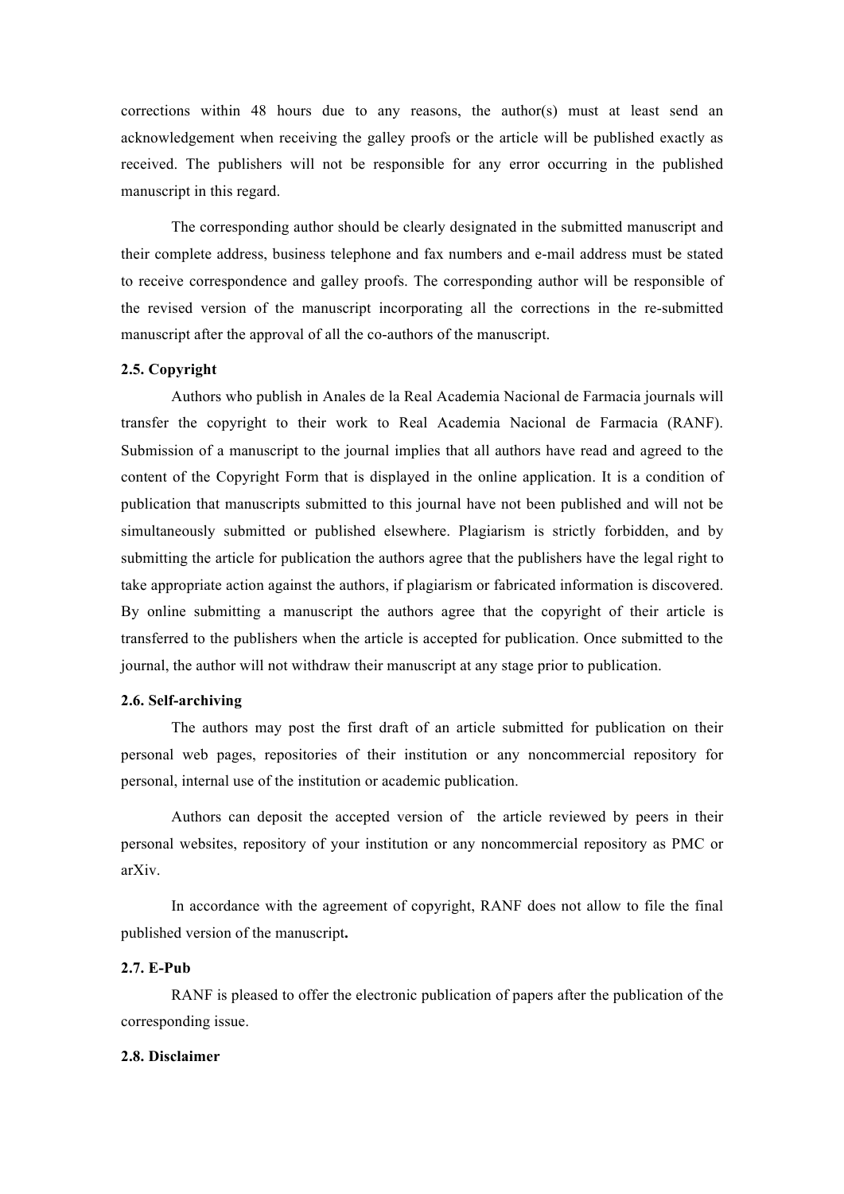corrections within 48 hours due to any reasons, the author(s) must at least send an acknowledgement when receiving the galley proofs or the article will be published exactly as received. The publishers will not be responsible for any error occurring in the published manuscript in this regard.

The corresponding author should be clearly designated in the submitted manuscript and their complete address, business telephone and fax numbers and e-mail address must be stated to receive correspondence and galley proofs. The corresponding author will be responsible of the revised version of the manuscript incorporating all the corrections in the re-submitted manuscript after the approval of all the co-authors of the manuscript.

### 2.5. Copyright

Authors who publish in Anales de la Real Academia Nacional de Farmacia journals will transfer the copyright to their work to Real Academia Nacional de Farmacia (RANF). Submission of a manuscript to the journal implies that all authors have read and agreed to the content of the Copyright Form that is displayed in the online application. It is a condition of publication that manuscripts submitted to this journal have not been published and will not be simultaneously submitted or published elsewhere. Plagiarism is strictly forbidden, and by submitting the article for publication the authors agree that the publishers have the legal right to take appropriate action against the authors, if plagiarism or fabricated information is discovered. By online submitting a manuscript the authors agree that the copyright of their article is transferred to the publishers when the article is accepted for publication. Once submitted to the journal, the author will not withdraw their manuscript at any stage prior to publication.

### 2.6. Self-archiving

The authors may post the first draft of an article submitted for publication on their personal web pages, repositories of their institution or any noncommercial repository for personal, internal use of the institution or academic publication.

Authors can deposit the accepted version of the article reviewed by peers in their personal websites, repository of your institution or any noncommercial repository as PMC or arXiv.

In accordance with the agreement of copyright, RANF does not allow to file the final published version of the manuscript**.**

### 2.7. E-Pub

RANF is pleased to offer the electronic publication of papers after the publication of the corresponding issue.

### 2.8. Disclaimer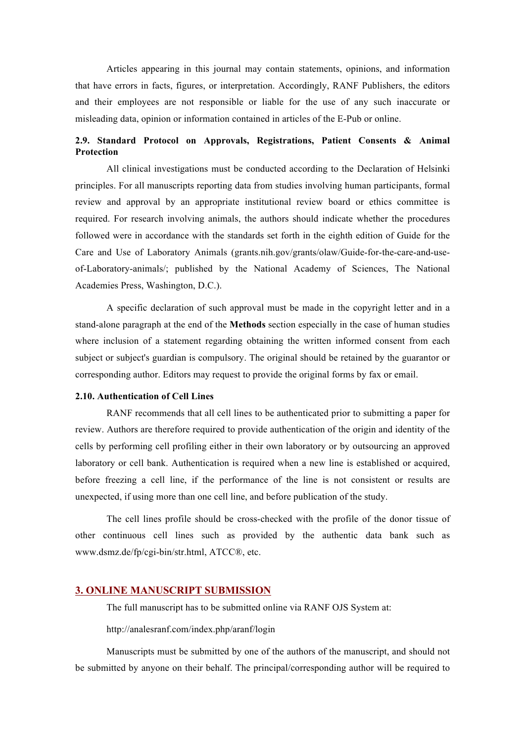Articles appearing in this journal may contain statements, opinions, and information that have errors in facts, figures, or interpretation. Accordingly, RANF Publishers, the editors and their employees are not responsible or liable for the use of any such inaccurate or misleading data, opinion or information contained in articles of the E-Pub or online.

### 2.9. Standard Protocol on Approvals, Registrations, Patient Consents & Animal Protection

All clinical investigations must be conducted according to the Declaration of Helsinki principles. For all manuscripts reporting data from studies involving human participants, formal review and approval by an appropriate institutional review board or ethics committee is required. For research involving animals, the authors should indicate whether the procedures followed were in accordance with the standards set forth in the eighth edition of Guide for the Care and Use of Laboratory Animals (grants.nih.gov/grants/olaw/Guide-for-the-care-and-use-of-Laboratory-animals/; published by the National Academy of Sciences, The National Academies Press, Washington, D.C.).

A specific declaration of such approval must be made in the copyright letter and in a stand-alone paragraph at the end of the **Methods** section especially in the case of human studies where inclusion of a statement regarding obtaining the written informed consent from each subject or subject's guardian is compulsory. The original should be retained by the guarantor or corresponding author. Editors may request to provide the original forms by fax or email.

### 2.10. Authentication of Cell Lines

RANF recommends that all cell lines to be authenticated prior to submitting a paper for review. Authors are therefore required to provide authentication of the origin and identity of the cells by performing cell profiling either in their own laboratory or by outsourcing an approved laboratory or cell bank. Authentication is required when a new line is established or acquired, before freezing a cell line, if the performance of the line is not consistent or results are unexpected, if using more than one cell line, and before publication of the study.

The cell lines profile should be cross-checked with the profile of the donor tissue of other continuous cell lines such as provided by the authentic data bank such as www.dsmz.de/fp/cgi-bin/str.html, ATCC®, etc.

## 3. ONLINE MANUSCRIPT SUBMISSION

The full manuscript has to be submitted online via RANF OJS System at:

http://analesranf.com/index.php/aranf/login

Manuscripts must be submitted by one of the authors of the manuscript, and should not be submitted by anyone on their behalf. The principal/corresponding author will be required to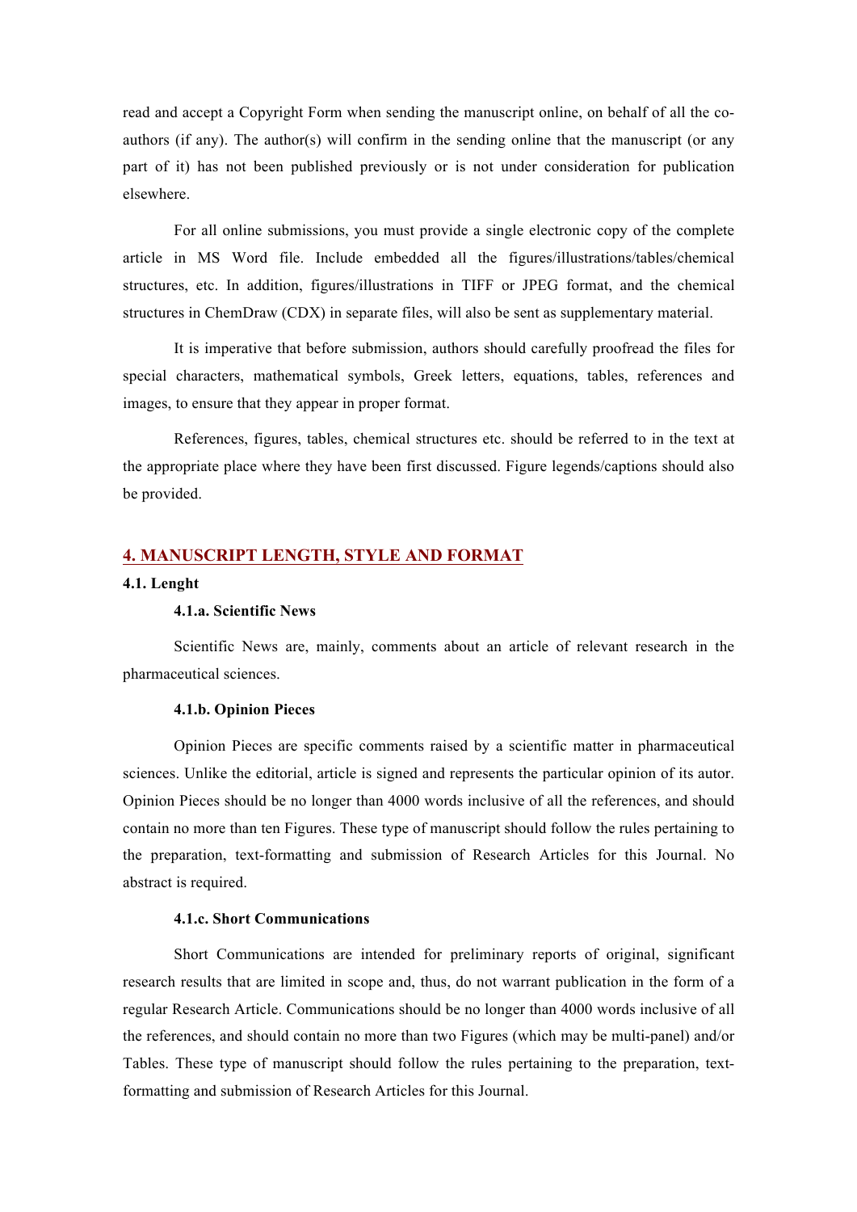read and accept a Copyright Form when sending the manuscript online, on behalf of all the co-authors (if any). The author(s) will confirm in the sending online that the manuscript (or any part of it) has not been published previously or is not under consideration for publication elsewhere.

For all online submissions, you must provide a single electronic copy of the complete article in MS Word file. Include embedded all the figures/illustrations/tables/chemical structures, etc. In addition, figures/illustrations in TIFF or JPEG format, and the chemical structures in ChemDraw (CDX) in separate files, will also be sent as supplementary material.

It is imperative that before submission, authors should carefully proofread the files for special characters, mathematical symbols, Greek letters, equations, tables, references and images, to ensure that they appear in proper format.

References, figures, tables, chemical structures etc. should be referred to in the text at the appropriate place where they have been first discussed. Figure legends/captions should also be provided.

## 4. MANUSCRIPT LENGTH, STYLE AND FORMAT

### 4.1. Lenght

#### 4.1.a. Scientific News

Scientific News are, mainly, comments about an article of relevant research in the pharmaceutical sciences.

#### 4.1.b. Opinion Pieces

Opinion Pieces are specific comments raised by a scientific matter in pharmaceutical sciences. Unlike the editorial, article is signed and represents the particular opinion of its autor. Opinion Pieces should be no longer than 4000 words inclusive of all the references, and should contain no more than ten Figures. These type of manuscript should follow the rules pertaining to the preparation, text-formatting and submission of Research Articles for this Journal. No abstract is required.

#### 4.1.c. Short Communications

Short Communications are intended for preliminary reports of original, significant research results that are limited in scope and, thus, do not warrant publication in the form of a regular Research Article. Communications should be no longer than 4000 words inclusive of all the references, and should contain no more than two Figures (which may be multi-panel) and/or Tables. These type of manuscript should follow the rules pertaining to the preparation, text-formatting and submission of Research Articles for this Journal.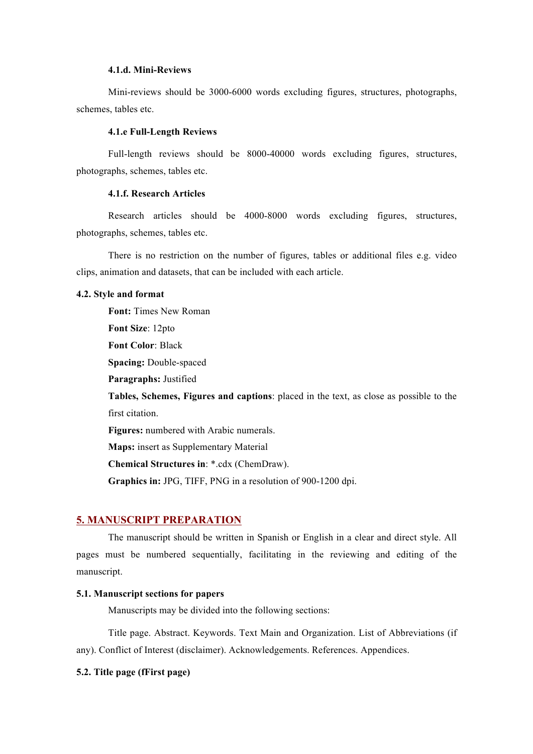#### 4.1.d. Mini-Reviews

Mini-reviews should be 3000-6000 words excluding figures, structures, photographs, schemes, tables etc.

#### 4.1.e Full-Length Reviews

Full-length reviews should be 8000-40000 words excluding figures, structures, photographs, schemes, tables etc.

#### 4.1.f. Research Articles

Research articles should be 4000-8000 words excluding figures, structures, photographs, schemes, tables etc.

There is no restriction on the number of figures, tables or additional files e.g. video clips, animation and datasets, that can be included with each article.

### 4.2. Style and format

**Font:** Times New Roman

**Font Size**: 12pto

**Font Color**: Black

**Spacing:** Double-spaced

**Paragraphs:** Justified

**Tables, Schemes, Figures and captions**: placed in the text, as close as possible to the first citation.

**Figures:** numbered with Arabic numerals.

**Maps:** insert as Supplementary Material

**Chemical Structures in**: *.cdx (ChemDraw).

**Graphics in:** JPG, TIFF, PNG in a resolution of 900-1200 dpi.

## 5. MANUSCRIPT PREPARATION

The manuscript should be written in Spanish or English in a clear and direct style. All pages must be numbered sequentially, facilitating in the reviewing and editing of the manuscript.

### 5.1. Manuscript sections for papers

Manuscripts may be divided into the following sections:

Title page. Abstract. Keywords. Text Main and Organization. List of Abbreviations (if any). Conflict of Interest (disclaimer). Acknowledgements. References. Appendices.

### 5.2. Title page (fFirst page)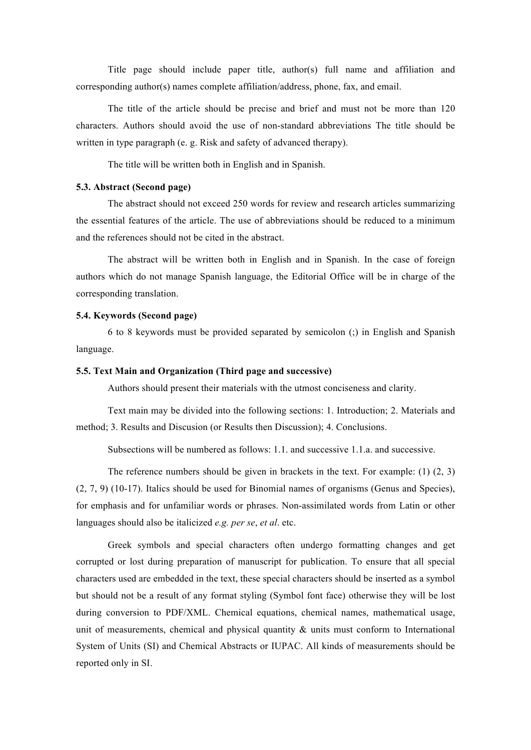Title page should include paper title, author(s) full name and affiliation and corresponding author(s) names complete affiliation/address, phone, fax, and email.

The title of the article should be precise and brief and must not be more than 120 characters. Authors should avoid the use of non-standard abbreviations The title should be written in type paragraph (e. g. Risk and safety of advanced therapy).

The title will be written both in English and in Spanish.

### 5.3. Abstract (Second page)

The abstract should not exceed 250 words for review and research articles summarizing the essential features of the article. The use of abbreviations should be reduced to a minimum and the references should not be cited in the abstract.

The abstract will be written both in English and in Spanish. In the case of foreign authors which do not manage Spanish language, the Editorial Office will be in charge of the corresponding translation.

### 5.4. Keywords (Second page)

6 to 8 keywords must be provided separated by semicolon (;) in English and Spanish language.

### 5.5. Text Main and Organization (Third page and successive)

Authors should present their materials with the utmost conciseness and clarity.

Text main may be divided into the following sections: 1. Introduction; 2. Materials and method; 3. Results and Discusion (or Results then Discussion); 4. Conclusions.

Subsections will be numbered as follows: 1.1. and successive 1.1.a. and successive.

The reference numbers should be given in brackets in the text. For example: (1) (2, 3) (2, 7, 9) (10-17). Italics should be used for Binomial names of organisms (Genus and Species), for emphasis and for unfamiliar words or phrases. Non-assimilated words from Latin or other languages should also be italicized *e.g. per se*, *et al*. etc.

Greek symbols and special characters often undergo formatting changes and get corrupted or lost during preparation of manuscript for publication. To ensure that all special characters used are embedded in the text, these special characters should be inserted as a symbol but should not be a result of any format styling (Symbol font face) otherwise they will be lost during conversion to PDF/XML. Chemical equations, chemical names, mathematical usage, unit of measurements, chemical and physical quantity & units must conform to International System of Units (SI) and Chemical Abstracts or IUPAC. All kinds of measurements should be reported only in SI.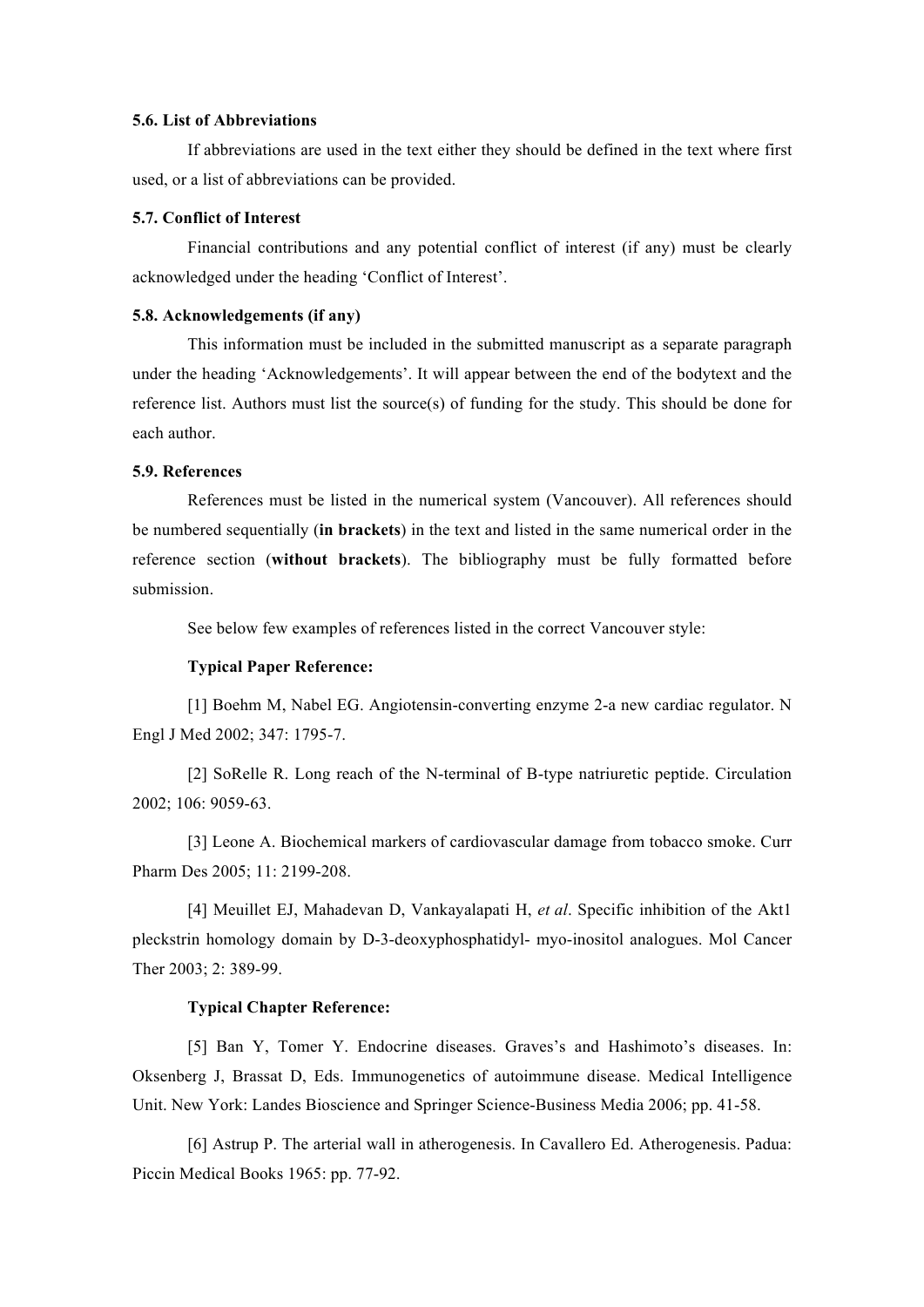### 5.6. List of Abbreviations

If abbreviations are used in the text either they should be defined in the text where first used, or a list of abbreviations can be provided.

### 5.7. Conflict of Interest

Financial contributions and any potential conflict of interest (if any) must be clearly acknowledged under the heading 'Conflict of Interest'.

### 5.8. Acknowledgements (if any)

This information must be included in the submitted manuscript as a separate paragraph under the heading 'Acknowledgements'. It will appear between the end of the bodytext and the reference list. Authors must list the source(s) of funding for the study. This should be done for each author.

### 5.9. References

References must be listed in the numerical system (Vancouver). All references should be numbered sequentially (**in brackets**) in the text and listed in the same numerical order in the reference section (**without brackets**). The bibliography must be fully formatted before submission.

See below few examples of references listed in the correct Vancouver style:

**Typical Paper Reference:**

[1] Boehm M, Nabel EG. Angiotensin-converting enzyme 2-a new cardiac regulator. N Engl J Med 2002; 347: 1795-7.

[2] SoRelle R. Long reach of the N-terminal of B-type natriuretic peptide. Circulation 2002; 106: 9059-63.

[3] Leone A. Biochemical markers of cardiovascular damage from tobacco smoke. Curr Pharm Des 2005; 11: 2199-208.

[4] Meuillet EJ, Mahadevan D, Vankayalapati H, *et al*. Specific inhibition of the Akt1 pleckstrin homology domain by D-3-deoxyphosphatidyl- myo-inositol analogues. Mol Cancer Ther 2003; 2: 389-99.

**Typical Chapter Reference:**

[5] Ban Y, Tomer Y. Endocrine diseases. Graves's and Hashimoto's diseases. In: Oksenberg J, Brassat D, Eds. Immunogenetics of autoimmune disease. Medical Intelligence Unit. New York: Landes Bioscience and Springer Science-Business Media 2006; pp. 41-58.

[6] Astrup P. The arterial wall in atherogenesis. In Cavallero Ed. Atherogenesis. Padua: Piccin Medical Books 1965: pp. 77-92.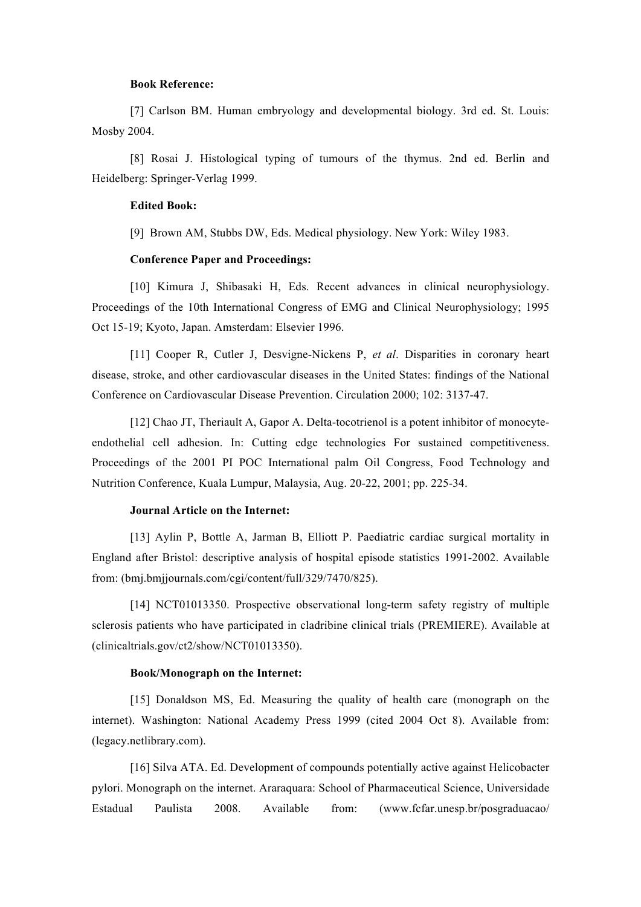**Book Reference:**

[7] Carlson BM. Human embryology and developmental biology. 3rd ed. St. Louis: Mosby 2004.

[8] Rosai J. Histological typing of tumours of the thymus. 2nd ed. Berlin and Heidelberg: Springer-Verlag 1999.

**Edited Book:**

[9] Brown AM, Stubbs DW, Eds. Medical physiology. New York: Wiley 1983.

**Conference Paper and Proceedings:**

[10] Kimura J, Shibasaki H, Eds. Recent advances in clinical neurophysiology. Proceedings of the 10th International Congress of EMG and Clinical Neurophysiology; 1995 Oct 15-19; Kyoto, Japan. Amsterdam: Elsevier 1996.

[11] Cooper R, Cutler J, Desvigne-Nickens P, *et al*. Disparities in coronary heart disease, stroke, and other cardiovascular diseases in the United States: findings of the National Conference on Cardiovascular Disease Prevention. Circulation 2000; 102: 3137-47.

[12] Chao JT, Theriault A, Gapor A. Delta-tocotrienol is a potent inhibitor of monocyte-endothelial cell adhesion. In: Cutting edge technologies For sustained competitiveness. Proceedings of the 2001 PI POC International palm Oil Congress, Food Technology and Nutrition Conference, Kuala Lumpur, Malaysia, Aug. 20-22, 2001; pp. 225-34.

**Journal Article on the Internet:**

[13] Aylin P, Bottle A, Jarman B, Elliott P. Paediatric cardiac surgical mortality in England after Bristol: descriptive analysis of hospital episode statistics 1991-2002. Available from: (bmj.bmjjournals.com/cgi/content/full/329/7470/825).

[14] NCT01013350. Prospective observational long-term safety registry of multiple sclerosis patients who have participated in cladribine clinical trials (PREMIERE). Available at (clinicaltrials.gov/ct2/show/NCT01013350).

**Book/Monograph on the Internet:**

[15] Donaldson MS, Ed. Measuring the quality of health care (monograph on the internet). Washington: National Academy Press 1999 (cited 2004 Oct 8). Available from: (legacy.netlibrary.com).

[16] Silva ATA. Ed. Development of compounds potentially active against Helicobacter pylori. Monograph on the internet. Araraquara: School of Pharmaceutical Science, Universidade Estadual Paulista 2008. Available from: (www.fcfar.unesp.br/posgraduacao/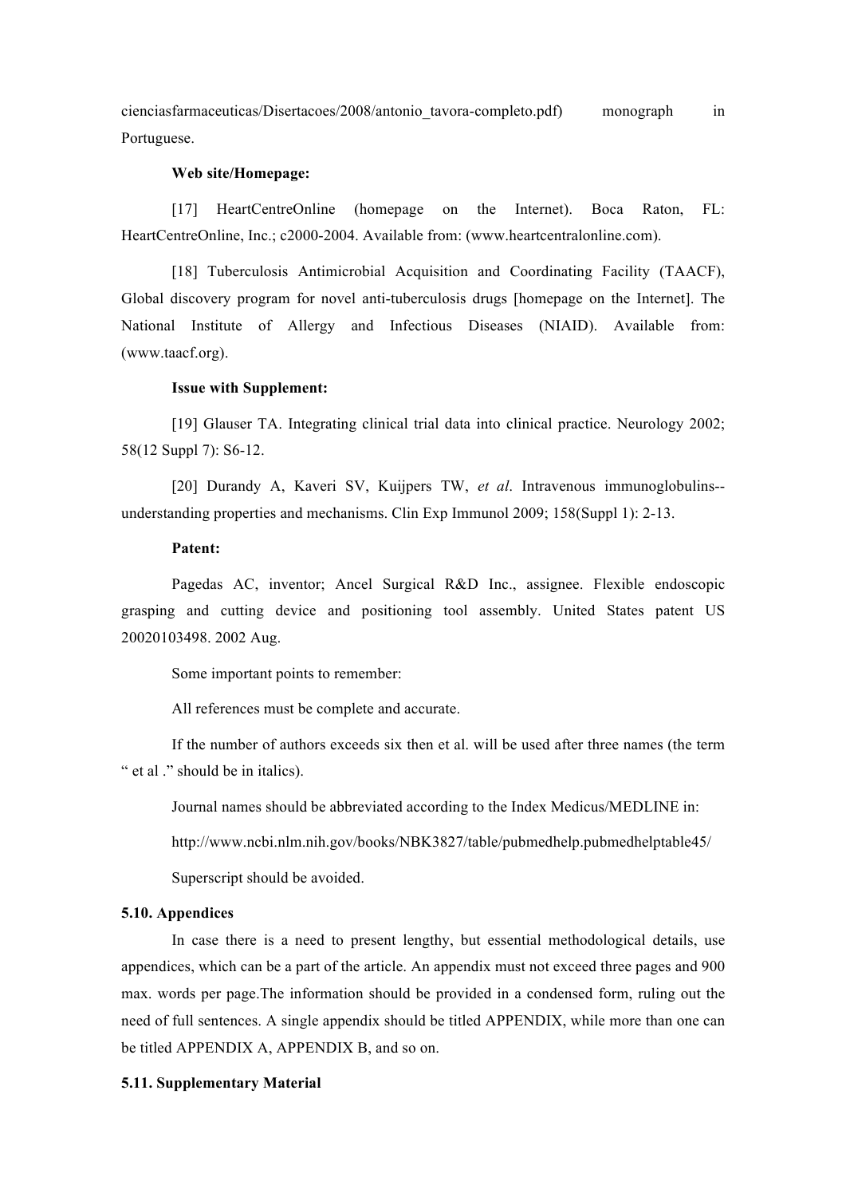cienciasfarmaceuticas/Disertacoes/2008/antonio_tavora-completo.pdf) monograph in Portuguese.

**Web site/Homepage:**

[17] HeartCentreOnline (homepage on the Internet). Boca Raton, FL: HeartCentreOnline, Inc.; c2000-2004. Available from: (www.heartcentralonline.com).

[18] Tuberculosis Antimicrobial Acquisition and Coordinating Facility (TAACF), Global discovery program for novel anti-tuberculosis drugs [homepage on the Internet]. The National Institute of Allergy and Infectious Diseases (NIAID). Available from: (www.taacf.org).

**Issue with Supplement:**

[19] Glauser TA. Integrating clinical trial data into clinical practice. Neurology 2002; 58(12 Suppl 7): S6-12.

[20] Durandy A, Kaveri SV, Kuijpers TW, *et al*. Intravenous immunoglobulins--understanding properties and mechanisms. Clin Exp Immunol 2009; 158(Suppl 1): 2-13.

**Patent:**

Pagedas AC, inventor; Ancel Surgical R&D Inc., assignee. Flexible endoscopic grasping and cutting device and positioning tool assembly. United States patent US 20020103498. 2002 Aug.

Some important points to remember:

All references must be complete and accurate.

If the number of authors exceeds six then et al. will be used after three names (the term " et al ." should be in italics).

Journal names should be abbreviated according to the Index Medicus/MEDLINE in:

http://www.ncbi.nlm.nih.gov/books/NBK3827/table/pubmedhelp.pubmedhelptable45/

Superscript should be avoided.

**5.10. Appendices**

In case there is a need to present lengthy, but essential methodological details, use appendices, which can be a part of the article. An appendix must not exceed three pages and 900 max. words per page.The information should be provided in a condensed form, ruling out the need of full sentences. A single appendix should be titled APPENDIX, while more than one can be titled APPENDIX A, APPENDIX B, and so on.

**5.11. Supplementary Material**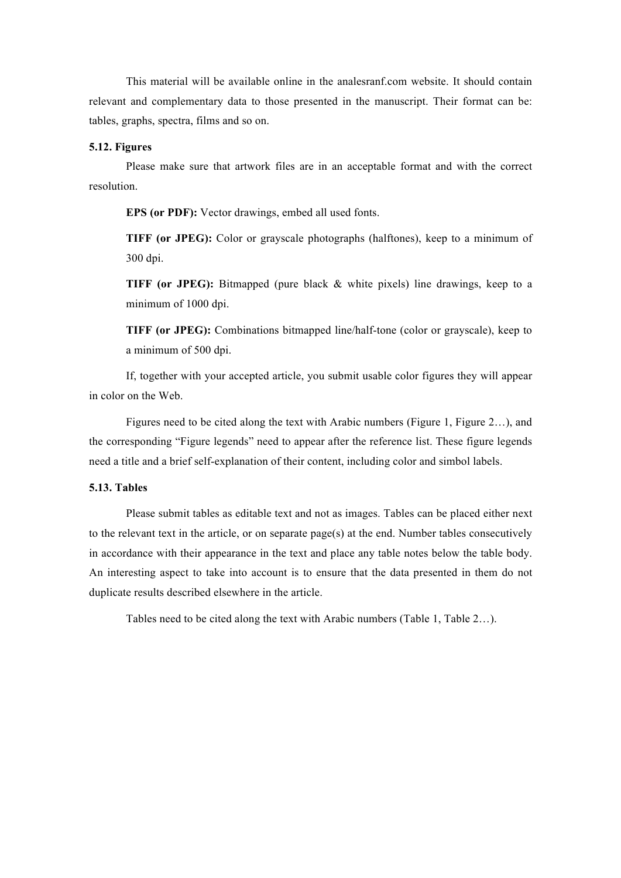This material will be available online in the analesranf.com website. It should contain relevant and complementary data to those presented in the manuscript. Their format can be: tables, graphs, spectra, films and so on.

### 5.12. Figures

Please make sure that artwork files are in an acceptable format and with the correct resolution.

**EPS (or PDF):** Vector drawings, embed all used fonts.

**TIFF (or JPEG):** Color or grayscale photographs (halftones), keep to a minimum of 300 dpi.

**TIFF (or JPEG):** Bitmapped (pure black & white pixels) line drawings, keep to a minimum of 1000 dpi.

**TIFF (or JPEG):** Combinations bitmapped line/half-tone (color or grayscale), keep to a minimum of 500 dpi.

If, together with your accepted article, you submit usable color figures they will appear in color on the Web.

Figures need to be cited along the text with Arabic numbers (Figure 1, Figure 2…), and the corresponding "Figure legends" need to appear after the reference list. These figure legends need a title and a brief self-explanation of their content, including color and simbol labels.

### 5.13. Tables

Please submit tables as editable text and not as images. Tables can be placed either next to the relevant text in the article, or on separate page(s) at the end. Number tables consecutively in accordance with their appearance in the text and place any table notes below the table body. An interesting aspect to take into account is to ensure that the data presented in them do not duplicate results described elsewhere in the article.

Tables need to be cited along the text with Arabic numbers (Table 1, Table 2…).